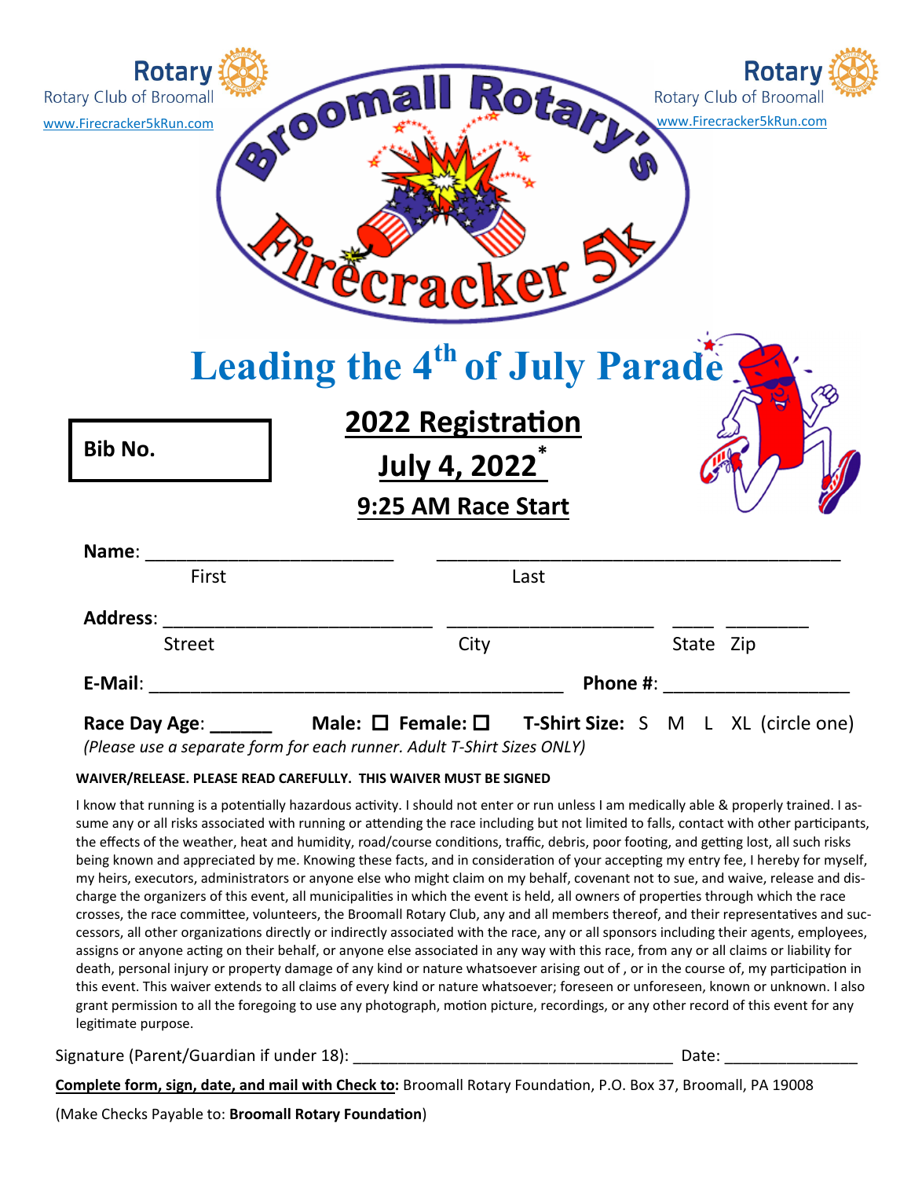Rotary
Rotary Club of Broomall
www.Firecracker5kRun.com

Rotary
Rotary Club of Broomall
www.Firecracker5kRun.com

# Broomall Rotary's Firecracker 5k

## Leading the 4th of July Parade

**Bib No.**

## 2022 Registration

## July 4, 2022*

### 9:25 AM Race Start

**Name**: _________________________ _________________________________________
First Last

**Address**: ____________________________ _____________________ ____ ________
Street City State Zip

**E-Mail**: __________________________________________ **Phone #**: ___________________

**Race Day Age**: ______ **Male**: ☐ **Female**: ☐ **T-Shirt Size:** S M L XL (circle one)

*(Please use a separate form for each runner. Adult T-Shirt Sizes ONLY)*

**WAIVER/RELEASE. PLEASE READ CAREFULLY. THIS WAIVER MUST BE SIGNED**

I know that running is a potentially hazardous activity. I should not enter or run unless I am medically able & properly trained. I assume any or all risks associated with running or attending the race including but not limited to falls, contact with other participants, the effects of the weather, heat and humidity, road/course conditions, traffic, debris, poor footing, and getting lost, all such risks being known and appreciated by me. Knowing these facts, and in consideration of your accepting my entry fee, I hereby for myself, my heirs, executors, administrators or anyone else who might claim on my behalf, covenant not to sue, and waive, release and discharge the organizers of this event, all municipalities in which the event is held, all owners of properties through which the race crosses, the race committee, volunteers, the Broomall Rotary Club, any and all members thereof, and their representatives and successors, all other organizations directly or indirectly associated with the race, any or all sponsors including their agents, employees, assigns or anyone acting on their behalf, or anyone else associated in any way with this race, from any or all claims or liability for death, personal injury or property damage of any kind or nature whatsoever arising out of , or in the course of, my participation in this event. This waiver extends to all claims of every kind or nature whatsoever; foreseen or unforeseen, known or unknown. I also grant permission to all the foregoing to use any photograph, motion picture, recordings, or any other record of this event for any legitimate purpose.

Signature (Parent/Guardian if under 18): ____________________________________ Date: _______________

**Complete form, sign, date, and mail with Check to:** Broomall Rotary Foundation, P.O. Box 37, Broomall, PA 19008

(Make Checks Payable to: **Broomall Rotary Foundation**)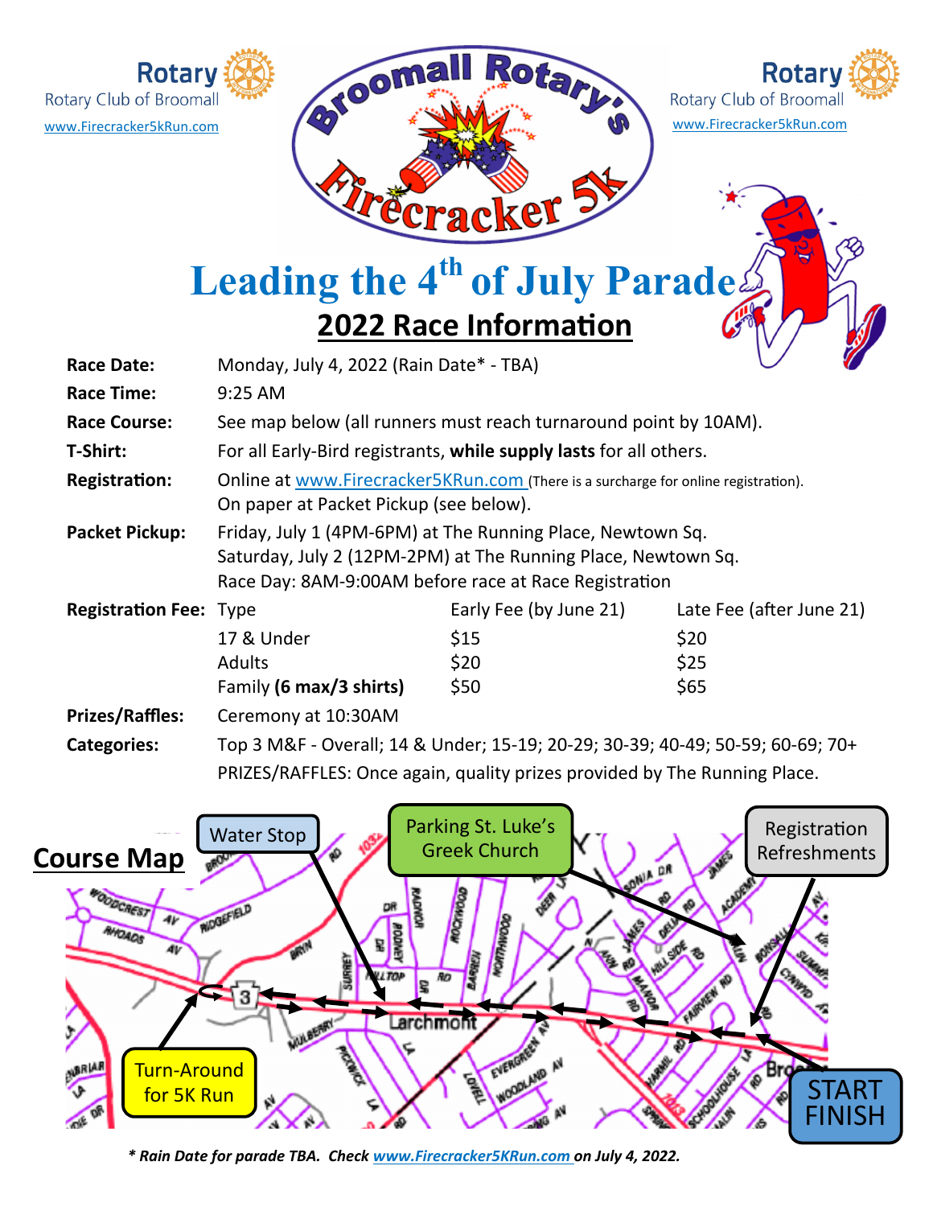Rotary
Rotary Club of Broomall
www.Firecracker5kRun.com

Broomall Rotary's Firecracker 5K

Rotary
Rotary Club of Broomall
www.Firecracker5kRun.com

# Leading the 4th of July Parade

## 2022 Race Information

**Race Date:** Monday, July 4, 2022 (Rain Date* - TBA)

**Race Time:** 9:25 AM

**Race Course:** See map below (all runners must reach turnaround point by 10AM).

**T-Shirt:** For all Early-Bird registrants, **while supply lasts** for all others.

**Registration:** Online at www.Firecracker5KRun.com (There is a surcharge for online registration).
On paper at Packet Pickup (see below).

**Packet Pickup:** Friday, July 1 (4PM-6PM) at The Running Place, Newtown Sq.
Saturday, July 2 (12PM-2PM) at The Running Place, Newtown Sq.
Race Day: 8AM-9:00AM before race at Race Registration

**Registration Fee:**

| Type | Early Fee (by June 21) | Late Fee (after June 21) |
|---|---|---|
| 17 & Under | $15 | $20 |
| Adults | $20 | $25 |
| Family **(6 max/3 shirts)** | $50 | $65 |

**Prizes/Raffles:** Ceremony at 10:30AM

**Categories:** Top 3 M&F - Overall; 14 & Under; 15-19; 20-29; 30-39; 40-49; 50-59; 60-69; 70+
PRIZES/RAFFLES: Once again, quality prizes provided by The Running Place.

## Course Map

Water Stop

Parking St. Luke's Greek Church

Registration Refreshments

Turn-Around for 5K Run

START FINISH

***\* Rain Date for parade TBA. Check www.Firecracker5KRun.com on July 4, 2022.***